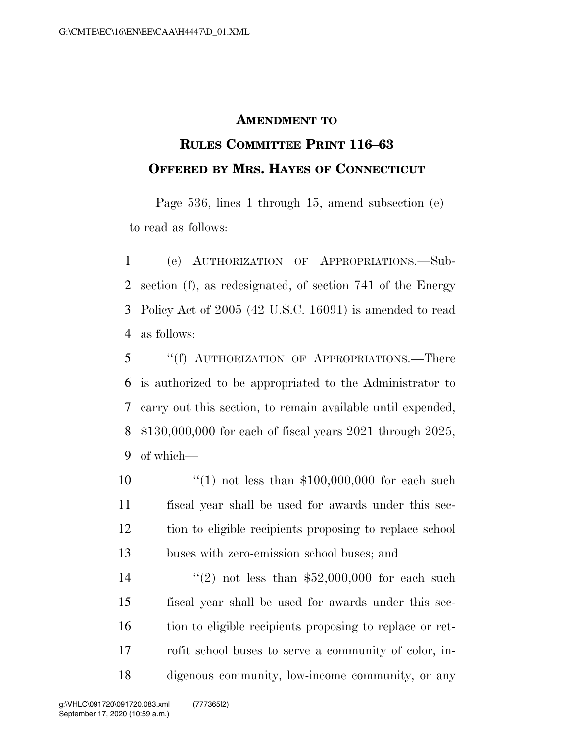# AMENDMENT TO RULES COMMITTEE PRINT 116–63

## OFFERED BY MRS. HAYES OF CONNECTICUT

Page 536, lines 1 through 15, amend subsection (e) to read as follows:

(e) AUTHORIZATION OF APPROPRIATIONS.—Subsection (f), as redesignated, of section 741 of the Energy Policy Act of 2005 (42 U.S.C. 16091) is amended to read as follows:

"(f) AUTHORIZATION OF APPROPRIATIONS.—There is authorized to be appropriated to the Administrator to carry out this section, to remain available until expended, $130,000,000 for each of fiscal years 2021 through 2025, of which—

"(1) not less than $100,000,000 for each such fiscal year shall be used for awards under this section to eligible recipients proposing to replace school buses with zero-emission school buses; and

"(2) not less than $52,000,000 for each such fiscal year shall be used for awards under this section to eligible recipients proposing to replace or retrofit school buses to serve a community of color, indigenous community, low-income community, or any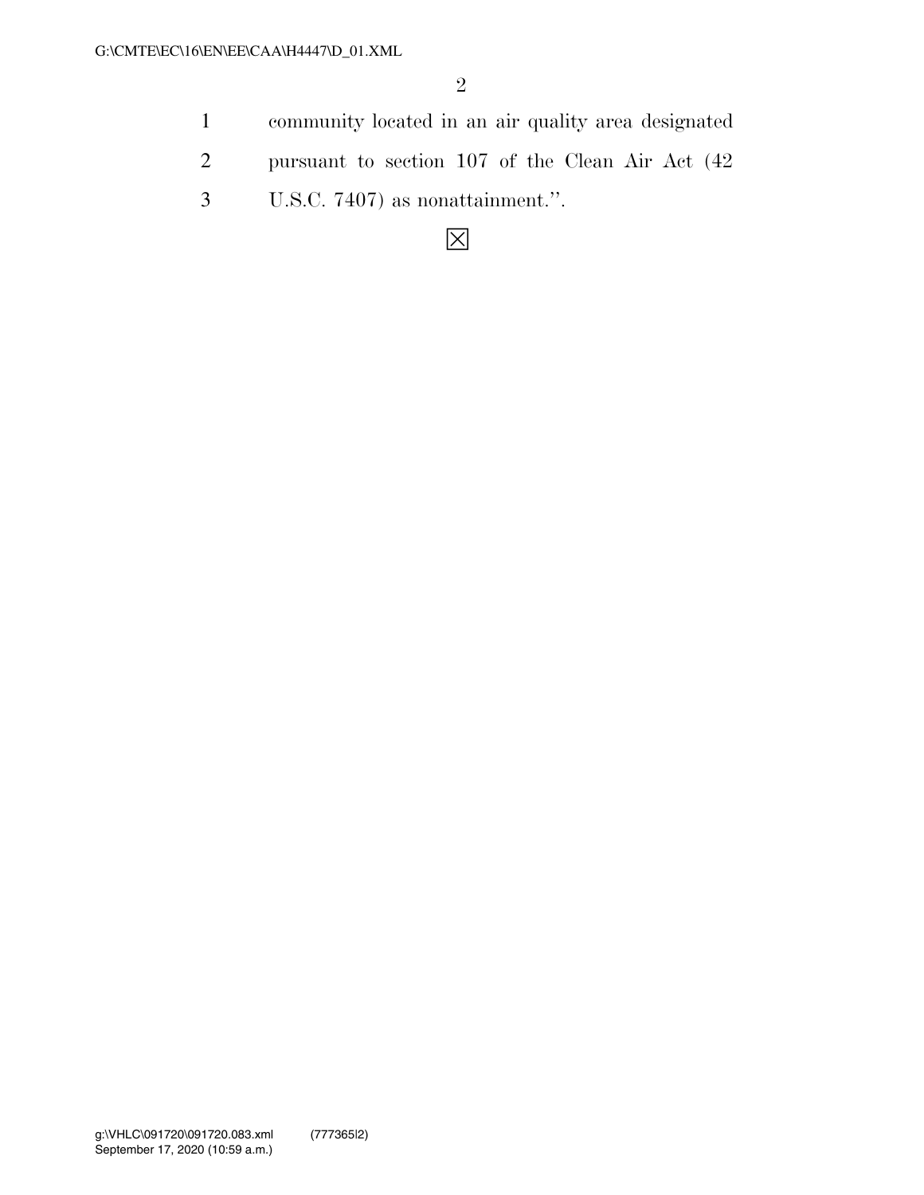community located in an air quality area designated pursuant to section 107 of the Clean Air Act (42 U.S.C. 7407) as nonattainment.''.

☒